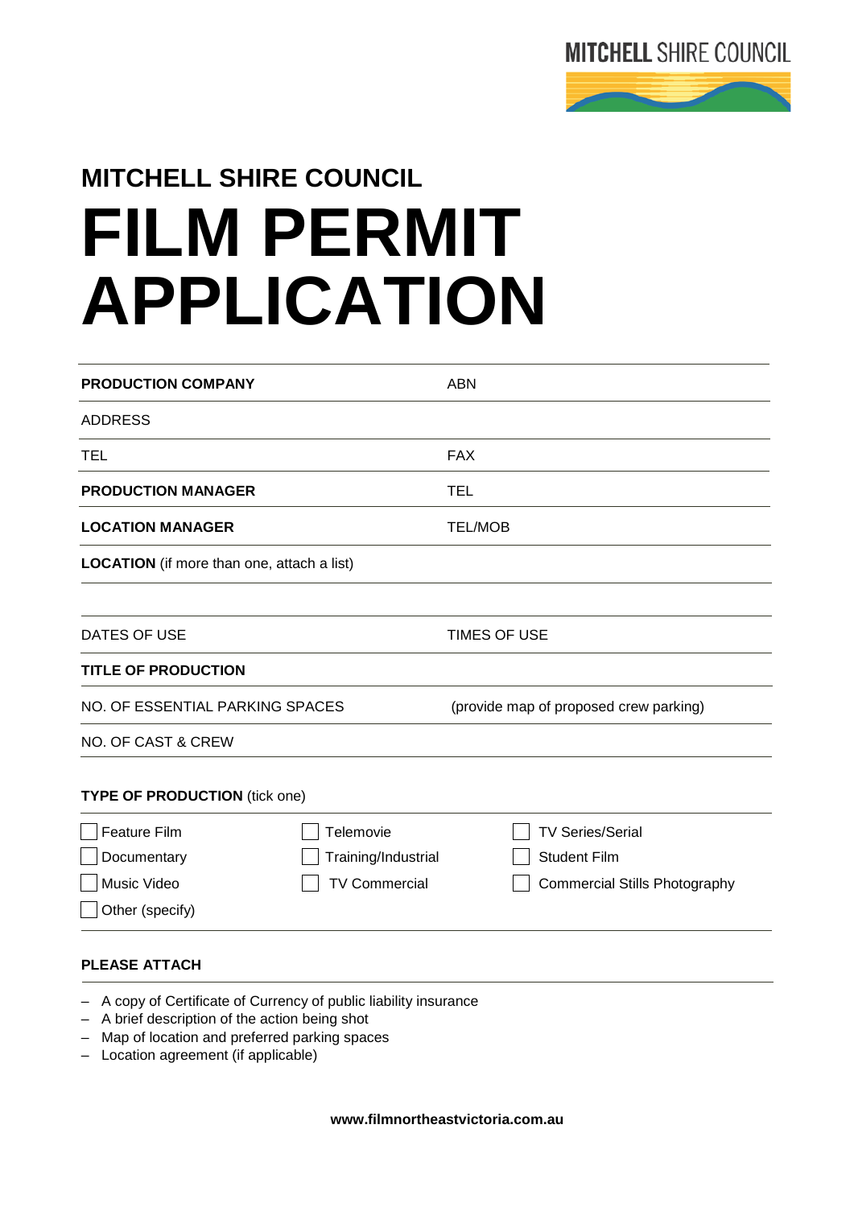MITCHELL SHIRE COUNCIL

## MITCHELL SHIRE COUNCIL

# FILM PERMIT APPLICATION

| | |
|---|---|
| **PRODUCTION COMPANY** | ABN |
| ADDRESS | |
| TEL | FAX |
| **PRODUCTION MANAGER** | TEL |
| **LOCATION MANAGER** | TEL/MOB |
| **LOCATION** (if more than one, attach a list) | |
| | |
| DATES OF USE | TIMES OF USE |
| **TITLE OF PRODUCTION** | |
| NO. OF ESSENTIAL PARKING SPACES | (provide map of proposed crew parking) |
| NO. OF CAST & CREW | |

**TYPE OF PRODUCTION** (tick one)

| | | |
|---|---|---|
| ☐ Feature Film | ☐ Telemovie | ☐ TV Series/Serial |
| ☐ Documentary | ☐ Training/Industrial | ☐ Student Film |
| ☐ Music Video | ☐ TV Commercial | ☐ Commercial Stills Photography |
| ☐ Other (specify) | | |

**PLEASE ATTACH**

- A copy of Certificate of Currency of public liability insurance
- A brief description of the action being shot
- Map of location and preferred parking spaces
- Location agreement (if applicable)

**www.filmnortheastvictoria.com.au**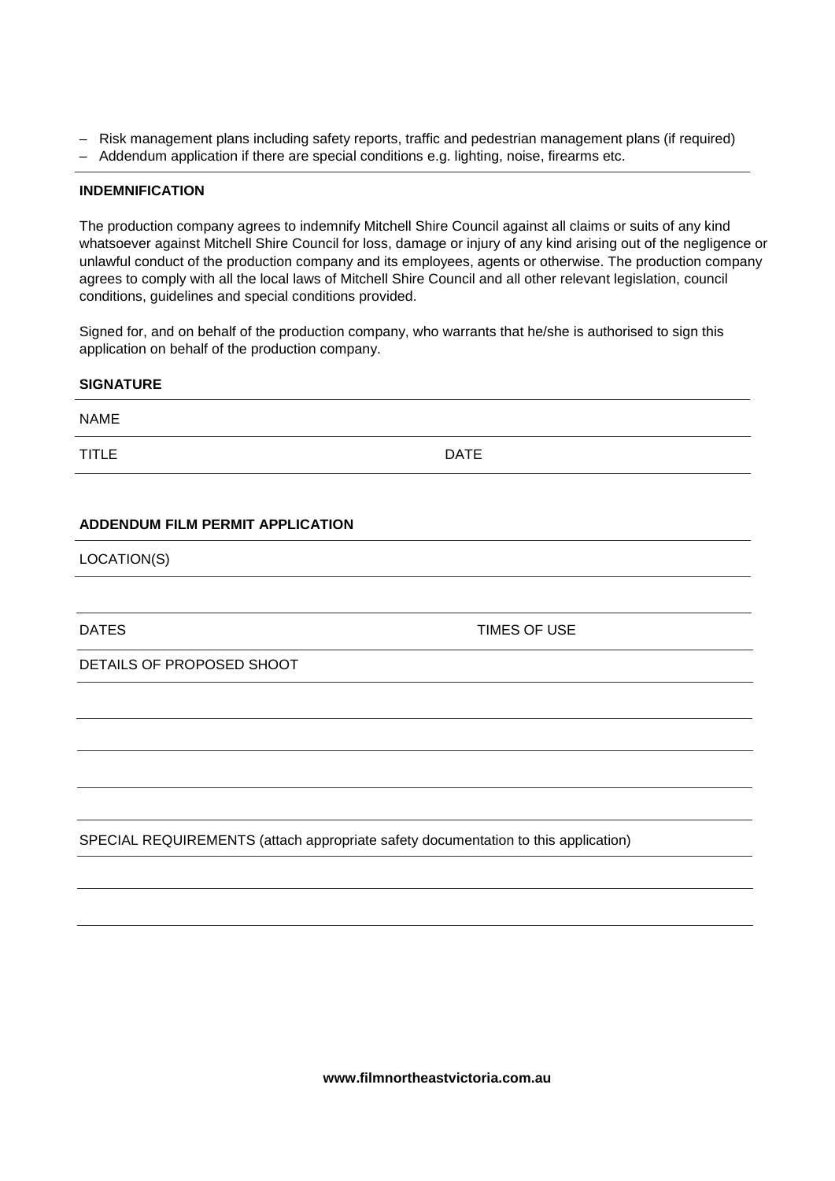– Risk management plans including safety reports, traffic and pedestrian management plans (if required)
– Addendum application if there are special conditions e.g. lighting, noise, firearms etc.

**INDEMNIFICATION**

The production company agrees to indemnify Mitchell Shire Council against all claims or suits of any kind whatsoever against Mitchell Shire Council for loss, damage or injury of any kind arising out of the negligence or unlawful conduct of the production company and its employees, agents or otherwise. The production company agrees to comply with all the local laws of Mitchell Shire Council and all other relevant legislation, council conditions, guidelines and special conditions provided.

Signed for, and on behalf of the production company, who warrants that he/she is authorised to sign this application on behalf of the production company.

**SIGNATURE**

NAME

TITLE DATE

**ADDENDUM FILM PERMIT APPLICATION**

LOCATION(S)

DATES TIMES OF USE

DETAILS OF PROPOSED SHOOT

SPECIAL REQUIREMENTS (attach appropriate safety documentation to this application)

**www.filmnortheastvictoria.com.au**